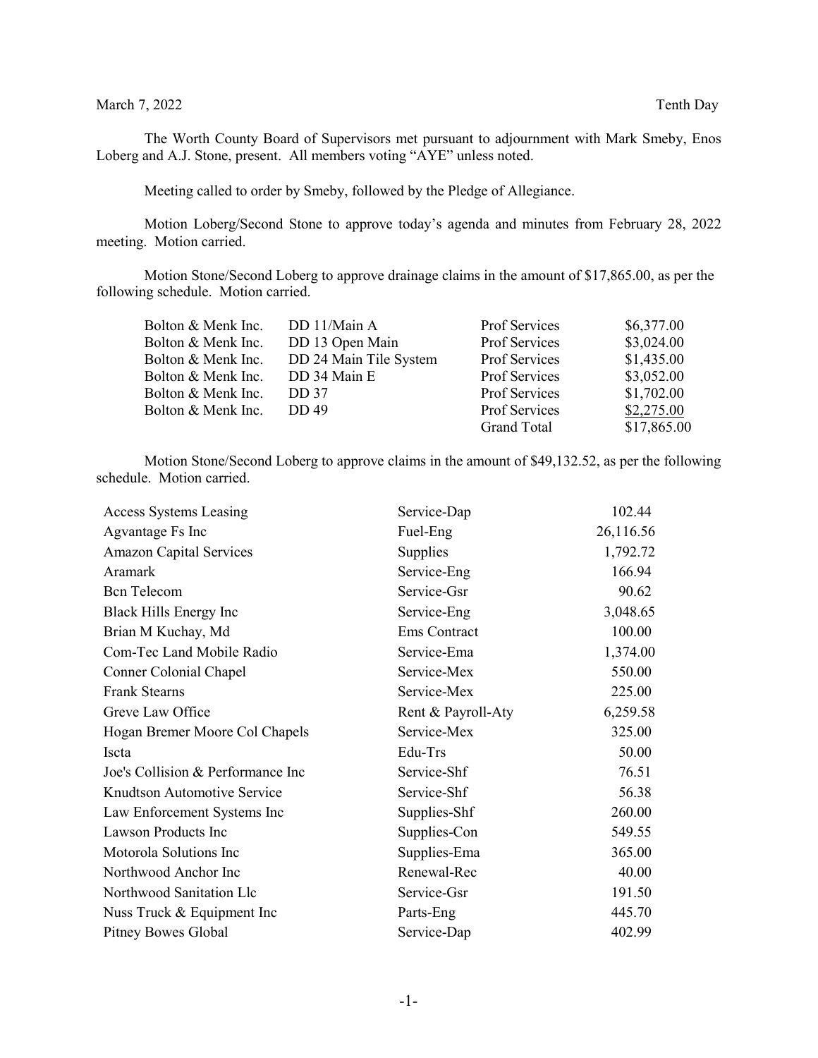March 7, 2022 Tenth Day

The Worth County Board of Supervisors met pursuant to adjournment with Mark Smeby, Enos Loberg and A.J. Stone, present. All members voting "AYE" unless noted.

Meeting called to order by Smeby, followed by the Pledge of Allegiance.

Motion Loberg/Second Stone to approve today's agenda and minutes from February 28, 2022 meeting. Motion carried.

Motion Stone/Second Loberg to approve drainage claims in the amount of $17,865.00, as per the following schedule. Motion carried.

| | | | |
|---|---|---|---|
| Bolton & Menk Inc. | DD 11/Main A | Prof Services | $6,377.00 |
| Bolton & Menk Inc. | DD 13 Open Main | Prof Services | $3,024.00 |
| Bolton & Menk Inc. | DD 24 Main Tile System | Prof Services | $1,435.00 |
| Bolton & Menk Inc. | DD 34 Main E | Prof Services | $3,052.00 |
| Bolton & Menk Inc. | DD 37 | Prof Services | $1,702.00 |
| Bolton & Menk Inc. | DD 49 | Prof Services | $2,275.00 |
| | | Grand Total | $17,865.00 |

Motion Stone/Second Loberg to approve claims in the amount of $49,132.52, as per the following schedule. Motion carried.

| | | |
|---|---|---|
| Access Systems Leasing | Service-Dap | 102.44 |
| Agvantage Fs Inc | Fuel-Eng | 26,116.56 |
| Amazon Capital Services | Supplies | 1,792.72 |
| Aramark | Service-Eng | 166.94 |
| Bcn Telecom | Service-Gsr | 90.62 |
| Black Hills Energy Inc | Service-Eng | 3,048.65 |
| Brian M Kuchay, Md | Ems Contract | 100.00 |
| Com-Tec Land Mobile Radio | Service-Ema | 1,374.00 |
| Conner Colonial Chapel | Service-Mex | 550.00 |
| Frank Stearns | Service-Mex | 225.00 |
| Greve Law Office | Rent & Payroll-Aty | 6,259.58 |
| Hogan Bremer Moore Col Chapels | Service-Mex | 325.00 |
| Iscta | Edu-Trs | 50.00 |
| Joe's Collision & Performance Inc | Service-Shf | 76.51 |
| Knudtson Automotive Service | Service-Shf | 56.38 |
| Law Enforcement Systems Inc | Supplies-Shf | 260.00 |
| Lawson Products Inc | Supplies-Con | 549.55 |
| Motorola Solutions Inc | Supplies-Ema | 365.00 |
| Northwood Anchor Inc | Renewal-Rec | 40.00 |
| Northwood Sanitation Llc | Service-Gsr | 191.50 |
| Nuss Truck & Equipment Inc | Parts-Eng | 445.70 |
| Pitney Bowes Global | Service-Dap | 402.99 |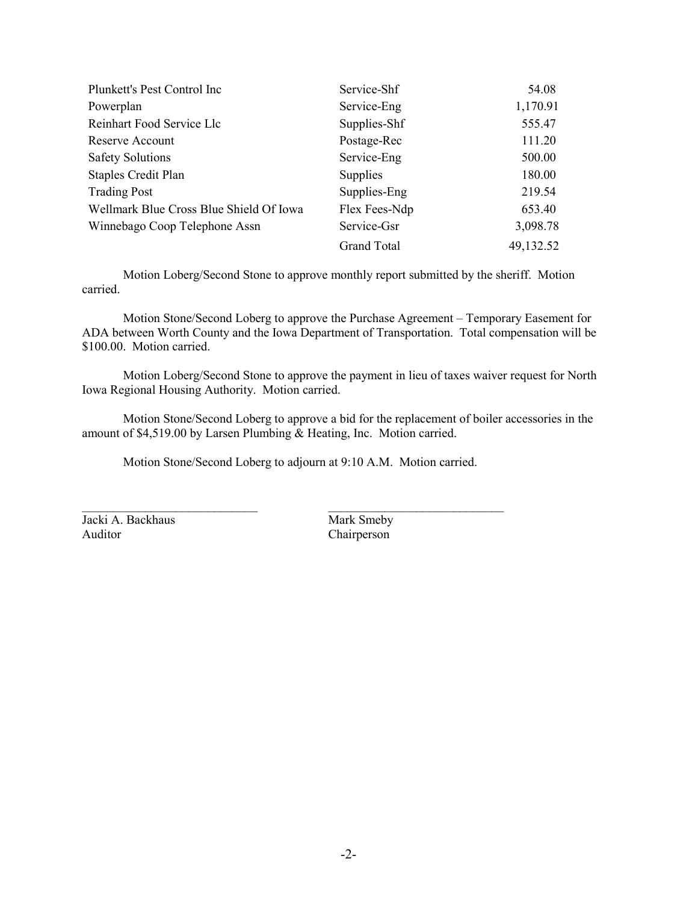| | | |
|---|---|---|
| Plunkett's Pest Control Inc | Service-Shf | 54.08 |
| Powerplan | Service-Eng | 1,170.91 |
| Reinhart Food Service Llc | Supplies-Shf | 555.47 |
| Reserve Account | Postage-Rec | 111.20 |
| Safety Solutions | Service-Eng | 500.00 |
| Staples Credit Plan | Supplies | 180.00 |
| Trading Post | Supplies-Eng | 219.54 |
| Wellmark Blue Cross Blue Shield Of Iowa | Flex Fees-Ndp | 653.40 |
| Winnebago Coop Telephone Assn | Service-Gsr | 3,098.78 |
| | Grand Total | 49,132.52 |

Motion Loberg/Second Stone to approve monthly report submitted by the sheriff. Motion carried.

Motion Stone/Second Loberg to approve the Purchase Agreement – Temporary Easement for ADA between Worth County and the Iowa Department of Transportation. Total compensation will be $100.00. Motion carried.

Motion Loberg/Second Stone to approve the payment in lieu of taxes waiver request for North Iowa Regional Housing Authority. Motion carried.

Motion Stone/Second Loberg to approve a bid for the replacement of boiler accessories in the amount of $4,519.00 by Larsen Plumbing & Heating, Inc. Motion carried.

Motion Stone/Second Loberg to adjourn at 9:10 A.M. Motion carried.

\_\_\_\_\_\_\_\_\_\_\_\_\_\_\_\_\_\_\_\_\_\_\_\_\_\_\_\_\_\_
Jacki A. Backhaus
Auditor

\_\_\_\_\_\_\_\_\_\_\_\_\_\_\_\_\_\_\_\_\_\_\_\_\_\_\_\_\_\_
Mark Smeby
Chairperson